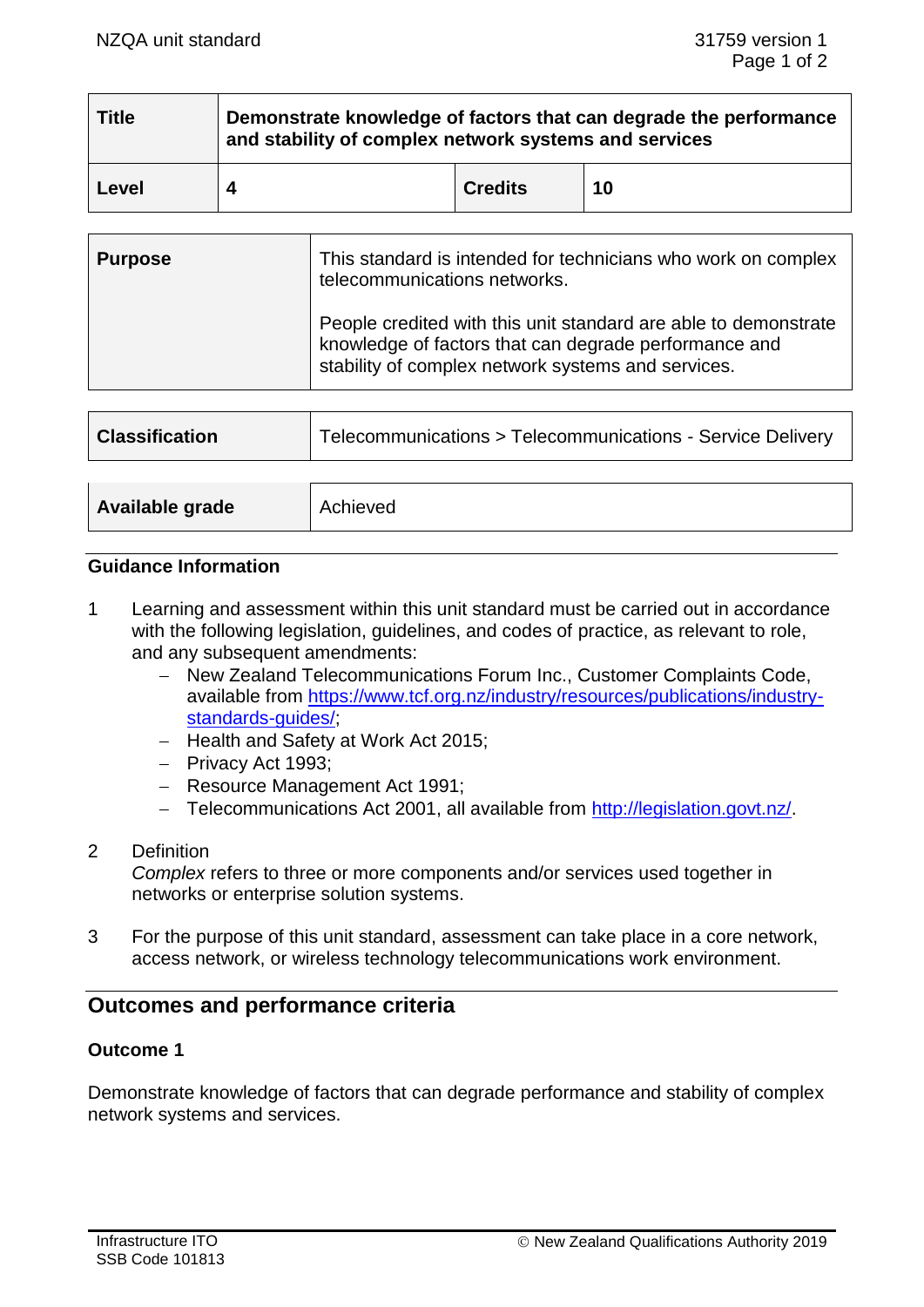| Title | Demonstrate knowledge of factors that can degrade the performance and stability of complex network systems and services | | |
|---|---|---|---|
| **Level** | **4** | **Credits** | **10** |

| Purpose | This standard is intended for technicians who work on complex telecommunications networks.<br><br>People credited with this unit standard are able to demonstrate knowledge of factors that can degrade performance and stability of complex network systems and services. |
|---|---|

| Classification | Telecommunications > Telecommunications - Service Delivery |
|---|---|

| Available grade | Achieved |
|---|---|

### Guidance Information

1. Learning and assessment within this unit standard must be carried out in accordance with the following legislation, guidelines, and codes of practice, as relevant to role, and any subsequent amendments:
   - New Zealand Telecommunications Forum Inc., Customer Complaints Code, available from https://www.tcf.org.nz/industry/resources/publications/industry-standards-guides/;
   - Health and Safety at Work Act 2015;
   - Privacy Act 1993;
   - Resource Management Act 1991;
   - Telecommunications Act 2001, all available from http://legislation.govt.nz/.

2. Definition
   *Complex* refers to three or more components and/or services used together in networks or enterprise solution systems.

3. For the purpose of this unit standard, assessment can take place in a core network, access network, or wireless technology telecommunications work environment.

## Outcomes and performance criteria

### Outcome 1

Demonstrate knowledge of factors that can degrade performance and stability of complex network systems and services.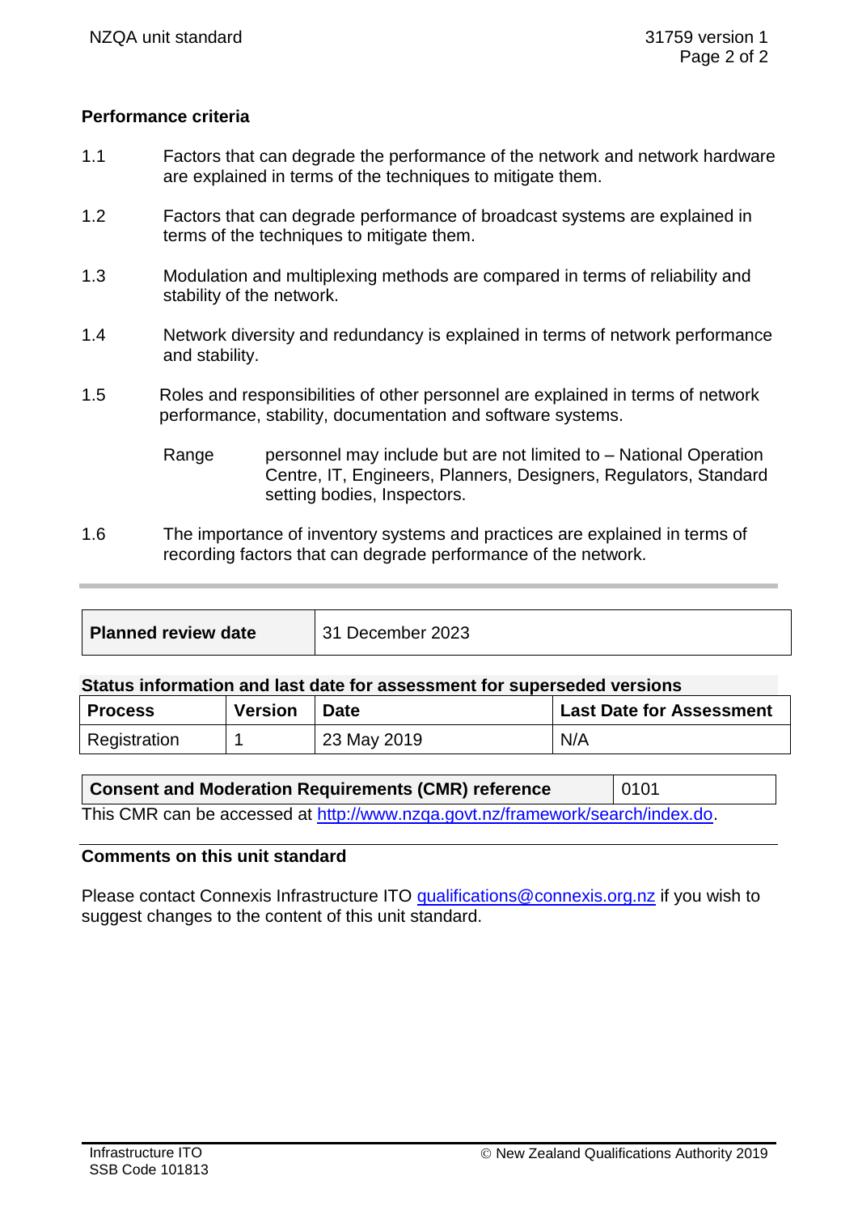**Performance criteria**

1.1 Factors that can degrade the performance of the network and network hardware are explained in terms of the techniques to mitigate them.

1.2 Factors that can degrade performance of broadcast systems are explained in terms of the techniques to mitigate them.

1.3 Modulation and multiplexing methods are compared in terms of reliability and stability of the network.

1.4 Network diversity and redundancy is explained in terms of network performance and stability.

1.5 Roles and responsibilities of other personnel are explained in terms of network performance, stability, documentation and software systems.

Range personnel may include but are not limited to – National Operation Centre, IT, Engineers, Planners, Designers, Regulators, Standard setting bodies, Inspectors.

1.6 The importance of inventory systems and practices are explained in terms of recording factors that can degrade performance of the network.

| | |
|---|---|
| **Planned review date** | 31 December 2023 |

**Status information and last date for assessment for superseded versions**

| **Process** | **Version** | **Date** | **Last Date for Assessment** |
|---|---|---|---|
| Registration | 1 | 23 May 2019 | N/A |

| | |
|---|---|
| **Consent and Moderation Requirements (CMR) reference** | 0101 |

This CMR can be accessed at http://www.nzqa.govt.nz/framework/search/index.do.

**Comments on this unit standard**

Please contact Connexis Infrastructure ITO qualifications@connexis.org.nz if you wish to suggest changes to the content of this unit standard.